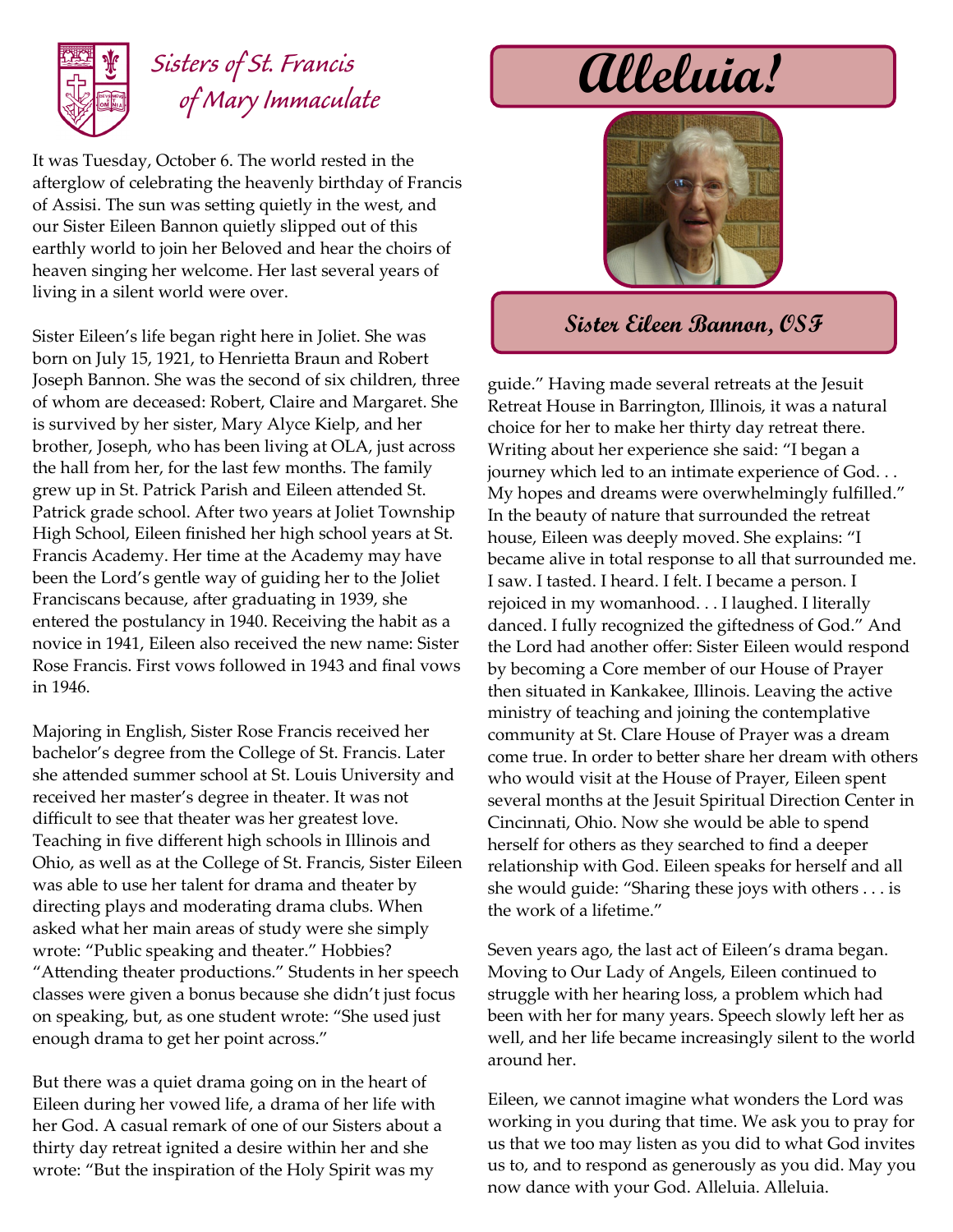Sisters of St. Francis of Mary Immaculate

# Alleluia!

## Sister Eileen Bannon, OSF

It was Tuesday, October 6. The world rested in the afterglow of celebrating the heavenly birthday of Francis of Assisi. The sun was setting quietly in the west, and our Sister Eileen Bannon quietly slipped out of this earthly world to join her Beloved and hear the choirs of heaven singing her welcome. Her last several years of living in a silent world were over.

Sister Eileen's life began right here in Joliet. She was born on July 15, 1921, to Henrietta Braun and Robert Joseph Bannon. She was the second of six children, three of whom are deceased: Robert, Claire and Margaret. She is survived by her sister, Mary Alyce Kielp, and her brother, Joseph, who has been living at OLA, just across the hall from her, for the last few months. The family grew up in St. Patrick Parish and Eileen attended St. Patrick grade school. After two years at Joliet Township High School, Eileen finished her high school years at St. Francis Academy. Her time at the Academy may have been the Lord's gentle way of guiding her to the Joliet Franciscans because, after graduating in 1939, she entered the postulancy in 1940. Receiving the habit as a novice in 1941, Eileen also received the new name: Sister Rose Francis. First vows followed in 1943 and final vows in 1946.

Majoring in English, Sister Rose Francis received her bachelor's degree from the College of St. Francis. Later she attended summer school at St. Louis University and received her master's degree in theater. It was not difficult to see that theater was her greatest love. Teaching in five different high schools in Illinois and Ohio, as well as at the College of St. Francis, Sister Eileen was able to use her talent for drama and theater by directing plays and moderating drama clubs. When asked what her main areas of study were she simply wrote: "Public speaking and theater." Hobbies? "Attending theater productions." Students in her speech classes were given a bonus because she didn't just focus on speaking, but, as one student wrote: "She used just enough drama to get her point across."

But there was a quiet drama going on in the heart of Eileen during her vowed life, a drama of her life with her God. A casual remark of one of our Sisters about a thirty day retreat ignited a desire within her and she wrote: "But the inspiration of the Holy Spirit was my guide." Having made several retreats at the Jesuit Retreat House in Barrington, Illinois, it was a natural choice for her to make her thirty day retreat there. Writing about her experience she said: "I began a journey which led to an intimate experience of God. . . My hopes and dreams were overwhelmingly fulfilled." In the beauty of nature that surrounded the retreat house, Eileen was deeply moved. She explains: "I became alive in total response to all that surrounded me. I saw. I tasted. I heard. I felt. I became a person. I rejoiced in my womanhood. . . I laughed. I literally danced. I fully recognized the giftedness of God." And the Lord had another offer: Sister Eileen would respond by becoming a Core member of our House of Prayer then situated in Kankakee, Illinois. Leaving the active ministry of teaching and joining the contemplative community at St. Clare House of Prayer was a dream come true. In order to better share her dream with others who would visit at the House of Prayer, Eileen spent several months at the Jesuit Spiritual Direction Center in Cincinnati, Ohio. Now she would be able to spend herself for others as they searched to find a deeper relationship with God. Eileen speaks for herself and all she would guide: "Sharing these joys with others . . . is the work of a lifetime."

Seven years ago, the last act of Eileen's drama began. Moving to Our Lady of Angels, Eileen continued to struggle with her hearing loss, a problem which had been with her for many years. Speech slowly left her as well, and her life became increasingly silent to the world around her.

Eileen, we cannot imagine what wonders the Lord was working in you during that time. We ask you to pray for us that we too may listen as you did to what God invites us to, and to respond as generously as you did. May you now dance with your God. Alleluia. Alleluia.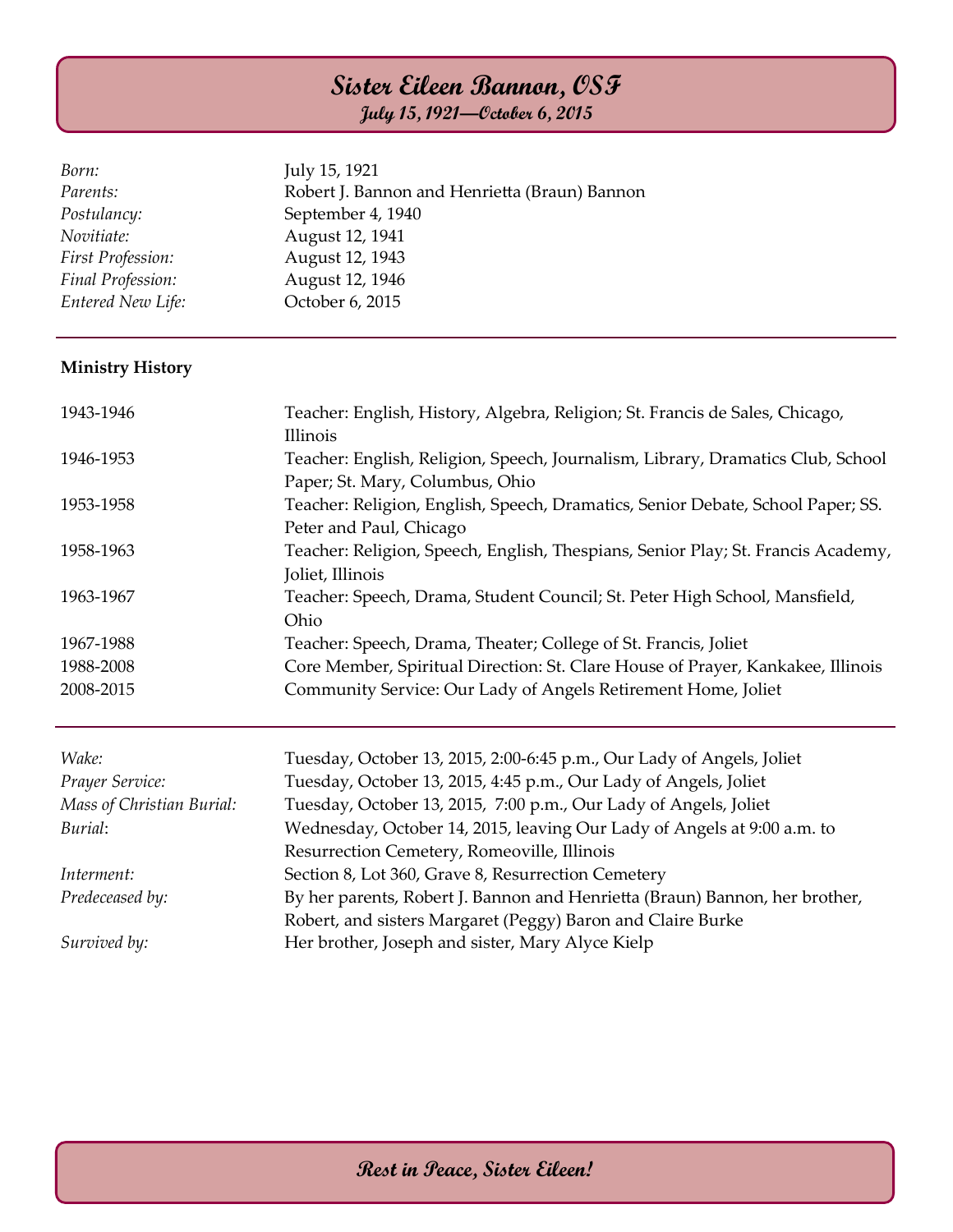# Sister Eileen Bannon, OSF

**July 15, 1921—October 6, 2015**

| | |
|---|---|
| *Born:* | July 15, 1921 |
| *Parents:* | Robert J. Bannon and Henrietta (Braun) Bannon |
| *Postulancy:* | September 4, 1940 |
| *Novitiate:* | August 12, 1941 |
| *First Profession:* | August 12, 1943 |
| *Final Profession:* | August 12, 1946 |
| *Entered New Life:* | October 6, 2015 |

**Ministry History**

| | |
|---|---|
| 1943-1946 | Teacher: English, History, Algebra, Religion; St. Francis de Sales, Chicago, Illinois |
| 1946-1953 | Teacher: English, Religion, Speech, Journalism, Library, Dramatics Club, School Paper; St. Mary, Columbus, Ohio |
| 1953-1958 | Teacher: Religion, English, Speech, Dramatics, Senior Debate, School Paper; SS. Peter and Paul, Chicago |
| 1958-1963 | Teacher: Religion, Speech, English, Thespians, Senior Play; St. Francis Academy, Joliet, Illinois |
| 1963-1967 | Teacher: Speech, Drama, Student Council; St. Peter High School, Mansfield, Ohio |
| 1967-1988 | Teacher: Speech, Drama, Theater; College of St. Francis, Joliet |
| 1988-2008 | Core Member, Spiritual Direction: St. Clare House of Prayer, Kankakee, Illinois |
| 2008-2015 | Community Service: Our Lady of Angels Retirement Home, Joliet |

| | |
|---|---|
| *Wake:* | Tuesday, October 13, 2015, 2:00-6:45 p.m., Our Lady of Angels, Joliet |
| *Prayer Service:* | Tuesday, October 13, 2015, 4:45 p.m., Our Lady of Angels, Joliet |
| *Mass of Christian Burial:* | Tuesday, October 13, 2015, 7:00 p.m., Our Lady of Angels, Joliet |
| *Burial*: | Wednesday, October 14, 2015, leaving Our Lady of Angels at 9:00 a.m. to Resurrection Cemetery, Romeoville, Illinois |
| *Interment:* | Section 8, Lot 360, Grave 8, Resurrection Cemetery |
| *Predeceased by:* | By her parents, Robert J. Bannon and Henrietta (Braun) Bannon, her brother, Robert, and sisters Margaret (Peggy) Baron and Claire Burke |
| *Survived by:* | Her brother, Joseph and sister, Mary Alyce Kielp |

**Rest in Peace, Sister Eileen!**